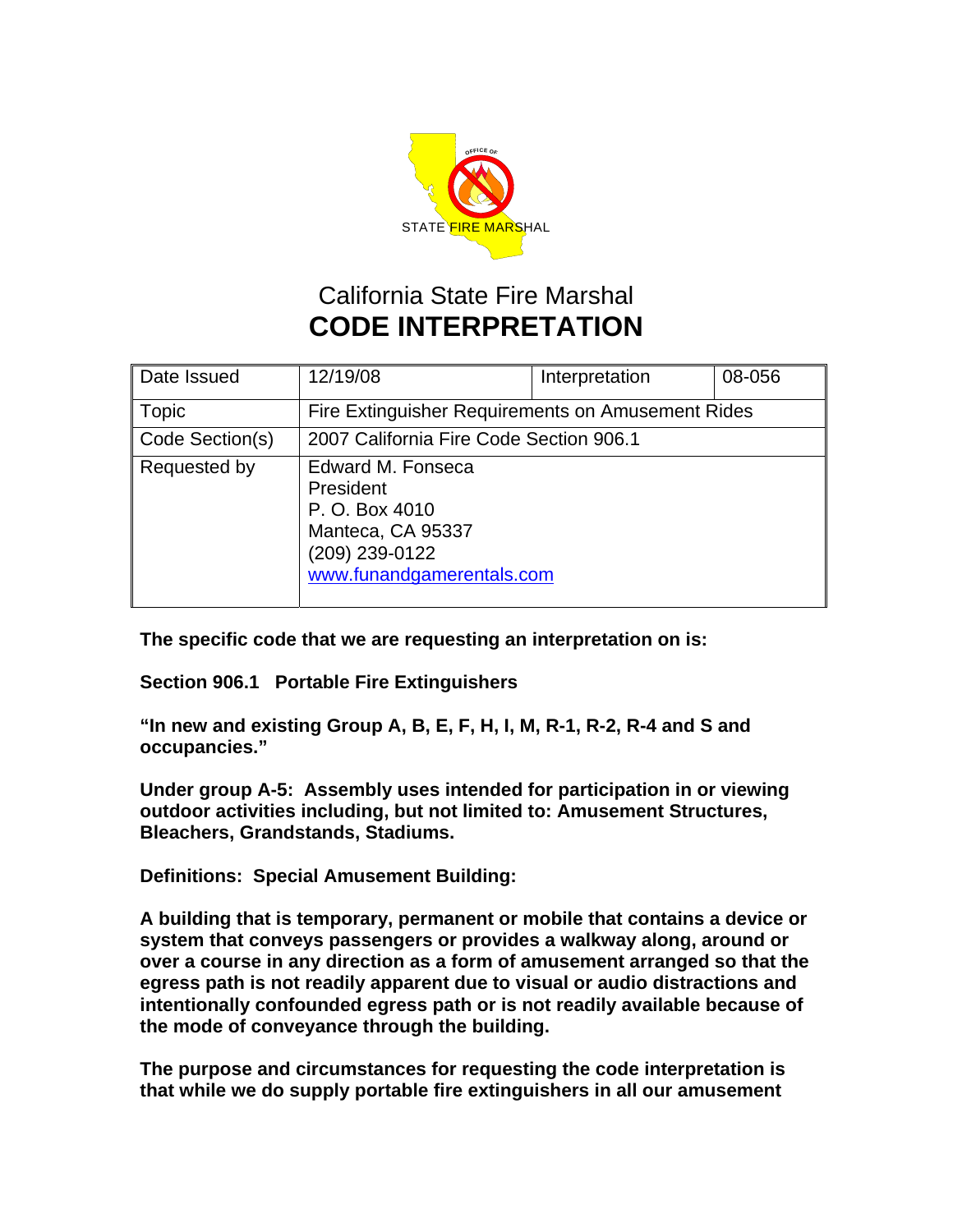OFFICE OF STATE FIRE MARSHAL

# California State Fire Marshal
# **CODE INTERPRETATION**

| Date Issued | 12/19/08 | Interpretation | 08-056 |
|---|---|---|---|
| Topic | Fire Extinguisher Requirements on Amusement Rides | | |
| Code Section(s) | 2007 California Fire Code Section 906.1 | | |
| Requested by | Edward M. Fonseca<br>President<br>P. O. Box 4010<br>Manteca, CA 95337<br>(209) 239-0122<br>www.funandgamerentals.com | | |

**The specific code that we are requesting an interpretation on is:**

**Section 906.1 Portable Fire Extinguishers**

**"In new and existing Group A, B, E, F, H, I, M, R-1, R-2, R-4 and S and occupancies."**

**Under group A-5: Assembly uses intended for participation in or viewing outdoor activities including, but not limited to: Amusement Structures, Bleachers, Grandstands, Stadiums.**

**Definitions: Special Amusement Building:**

**A building that is temporary, permanent or mobile that contains a device or system that conveys passengers or provides a walkway along, around or over a course in any direction as a form of amusement arranged so that the egress path is not readily apparent due to visual or audio distractions and intentionally confounded egress path or is not readily available because of the mode of conveyance through the building.**

**The purpose and circumstances for requesting the code interpretation is that while we do supply portable fire extinguishers in all our amusement**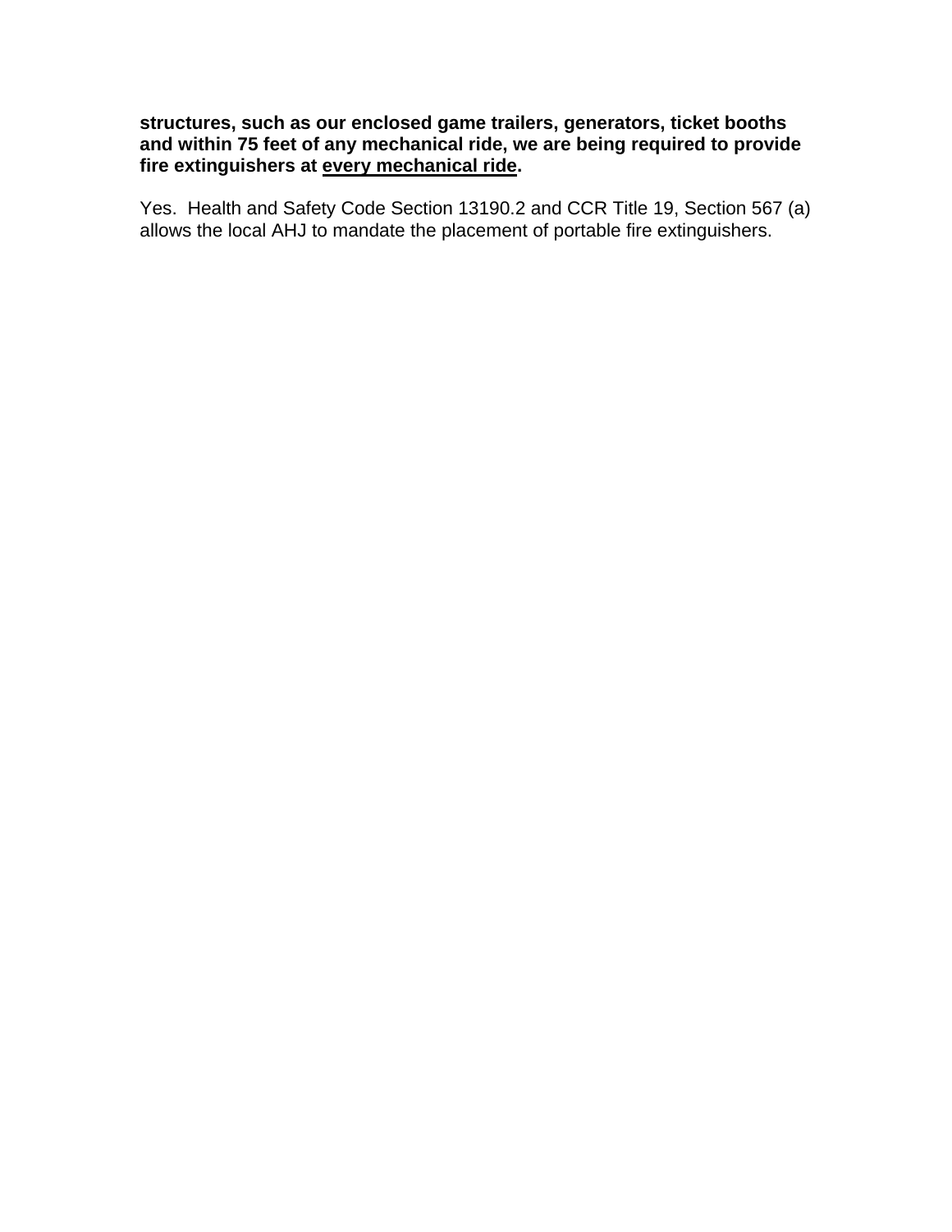**structures, such as our enclosed game trailers, generators, ticket booths and within 75 feet of any mechanical ride, we are being required to provide fire extinguishers at <u>every mechanical ride</u>.**

Yes. Health and Safety Code Section 13190.2 and CCR Title 19, Section 567 (a) allows the local AHJ to mandate the placement of portable fire extinguishers.